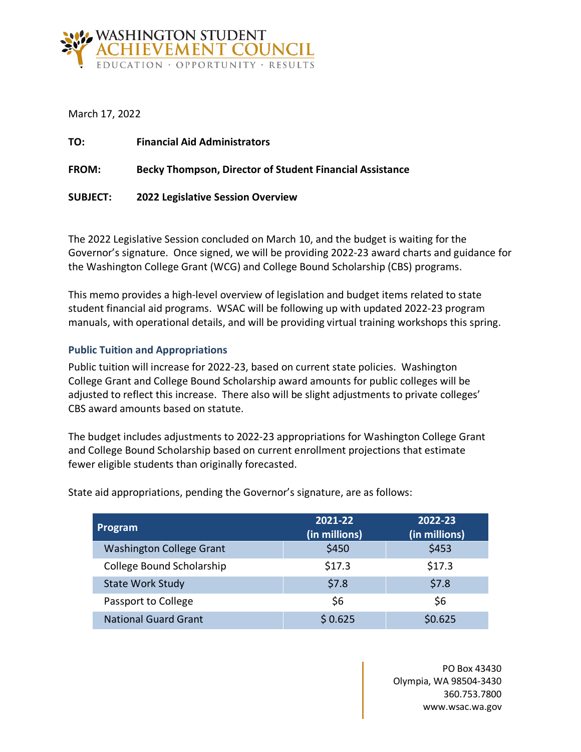WASHINGTON STUDENT
ACHIEVEMENT COUNCIL
EDUCATION · OPPORTUNITY · RESULTS

March 17, 2022

**TO:** **Financial Aid Administrators**

**FROM:** **Becky Thompson, Director of Student Financial Assistance**

**SUBJECT:** **2022 Legislative Session Overview**

The 2022 Legislative Session concluded on March 10, and the budget is waiting for the Governor's signature. Once signed, we will be providing 2022-23 award charts and guidance for the Washington College Grant (WCG) and College Bound Scholarship (CBS) programs.

This memo provides a high-level overview of legislation and budget items related to state student financial aid programs. WSAC will be following up with updated 2022-23 program manuals, with operational details, and will be providing virtual training workshops this spring.

### Public Tuition and Appropriations

Public tuition will increase for 2022-23, based on current state policies. Washington College Grant and College Bound Scholarship award amounts for public colleges will be adjusted to reflect this increase. There also will be slight adjustments to private colleges' CBS award amounts based on statute.

The budget includes adjustments to 2022-23 appropriations for Washington College Grant and College Bound Scholarship based on current enrollment projections that estimate fewer eligible students than originally forecasted.

State aid appropriations, pending the Governor's signature, are as follows:

| Program | 2021-22 (in millions) | 2022-23 (in millions) |
|---|---|---|
| Washington College Grant | $450 | $453 |
| College Bound Scholarship | $17.3 | $17.3 |
| State Work Study | $7.8 | $7.8 |
| Passport to College | $6 | $6 |
| National Guard Grant | $ 0.625 | $0.625 |

PO Box 43430
Olympia, WA 98504-3430
360.753.7800
www.wsac.wa.gov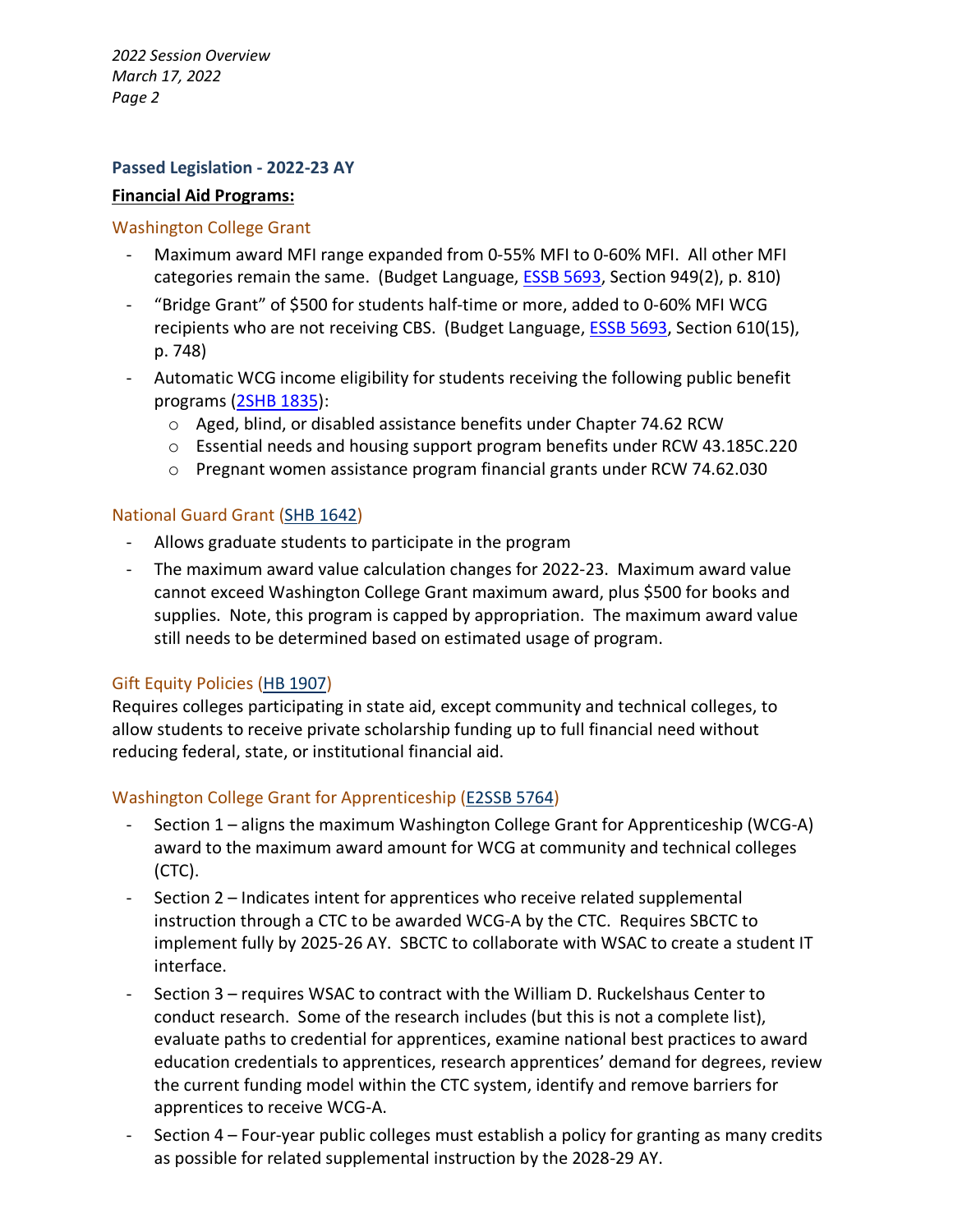## Passed Legislation - 2022-23 AY

**Financial Aid Programs:**

### Washington College Grant

- Maximum award MFI range expanded from 0-55% MFI to 0-60% MFI. All other MFI categories remain the same. (Budget Language, ESSB 5693, Section 949(2), p. 810)
- "Bridge Grant" of $500 for students half-time or more, added to 0-60% MFI WCG recipients who are not receiving CBS. (Budget Language, ESSB 5693, Section 610(15), p. 748)
- Automatic WCG income eligibility for students receiving the following public benefit programs (2SHB 1835):
  - Aged, blind, or disabled assistance benefits under Chapter 74.62 RCW
  - Essential needs and housing support program benefits under RCW 43.185C.220
  - Pregnant women assistance program financial grants under RCW 74.62.030

### National Guard Grant (SHB 1642)

- Allows graduate students to participate in the program
- The maximum award value calculation changes for 2022-23. Maximum award value cannot exceed Washington College Grant maximum award, plus $500 for books and supplies. Note, this program is capped by appropriation. The maximum award value still needs to be determined based on estimated usage of program.

### Gift Equity Policies (HB 1907)

Requires colleges participating in state aid, except community and technical colleges, to allow students to receive private scholarship funding up to full financial need without reducing federal, state, or institutional financial aid.

### Washington College Grant for Apprenticeship (E2SSB 5764)

- Section 1 – aligns the maximum Washington College Grant for Apprenticeship (WCG-A) award to the maximum award amount for WCG at community and technical colleges (CTC).
- Section 2 – Indicates intent for apprentices who receive related supplemental instruction through a CTC to be awarded WCG-A by the CTC. Requires SBCTC to implement fully by 2025-26 AY. SBCTC to collaborate with WSAC to create a student IT interface.
- Section 3 – requires WSAC to contract with the William D. Ruckelshaus Center to conduct research. Some of the research includes (but this is not a complete list), evaluate paths to credential for apprentices, examine national best practices to award education credentials to apprentices, research apprentices' demand for degrees, review the current funding model within the CTC system, identify and remove barriers for apprentices to receive WCG-A.
- Section 4 – Four-year public colleges must establish a policy for granting as many credits as possible for related supplemental instruction by the 2028-29 AY.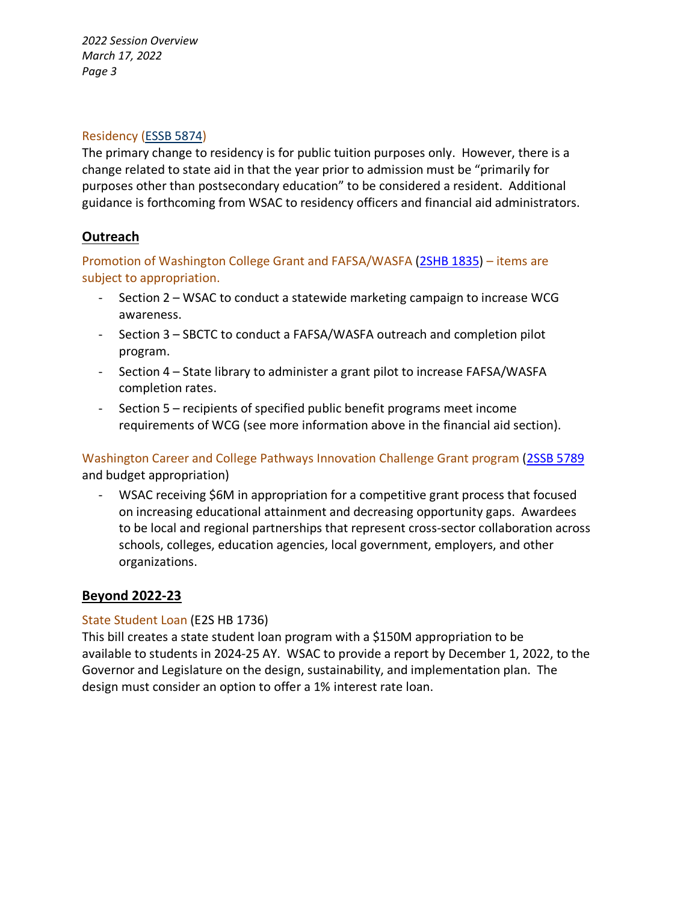Residency (ESSB 5874)

The primary change to residency is for public tuition purposes only. However, there is a change related to state aid in that the year prior to admission must be "primarily for purposes other than postsecondary education" to be considered a resident. Additional guidance is forthcoming from WSAC to residency officers and financial aid administrators.

## Outreach

Promotion of Washington College Grant and FAFSA/WASFA (2SHB 1835) – items are subject to appropriation.

- Section 2 – WSAC to conduct a statewide marketing campaign to increase WCG awareness.
- Section 3 – SBCTC to conduct a FAFSA/WASFA outreach and completion pilot program.
- Section 4 – State library to administer a grant pilot to increase FAFSA/WASFA completion rates.
- Section 5 – recipients of specified public benefit programs meet income requirements of WCG (see more information above in the financial aid section).

Washington Career and College Pathways Innovation Challenge Grant program (2SSB 5789 and budget appropriation)

- WSAC receiving $6M in appropriation for a competitive grant process that focused on increasing educational attainment and decreasing opportunity gaps. Awardees to be local and regional partnerships that represent cross-sector collaboration across schools, colleges, education agencies, local government, employers, and other organizations.

## Beyond 2022-23

State Student Loan (E2S HB 1736)

This bill creates a state student loan program with a $150M appropriation to be available to students in 2024-25 AY. WSAC to provide a report by December 1, 2022, to the Governor and Legislature on the design, sustainability, and implementation plan. The design must consider an option to offer a 1% interest rate loan.